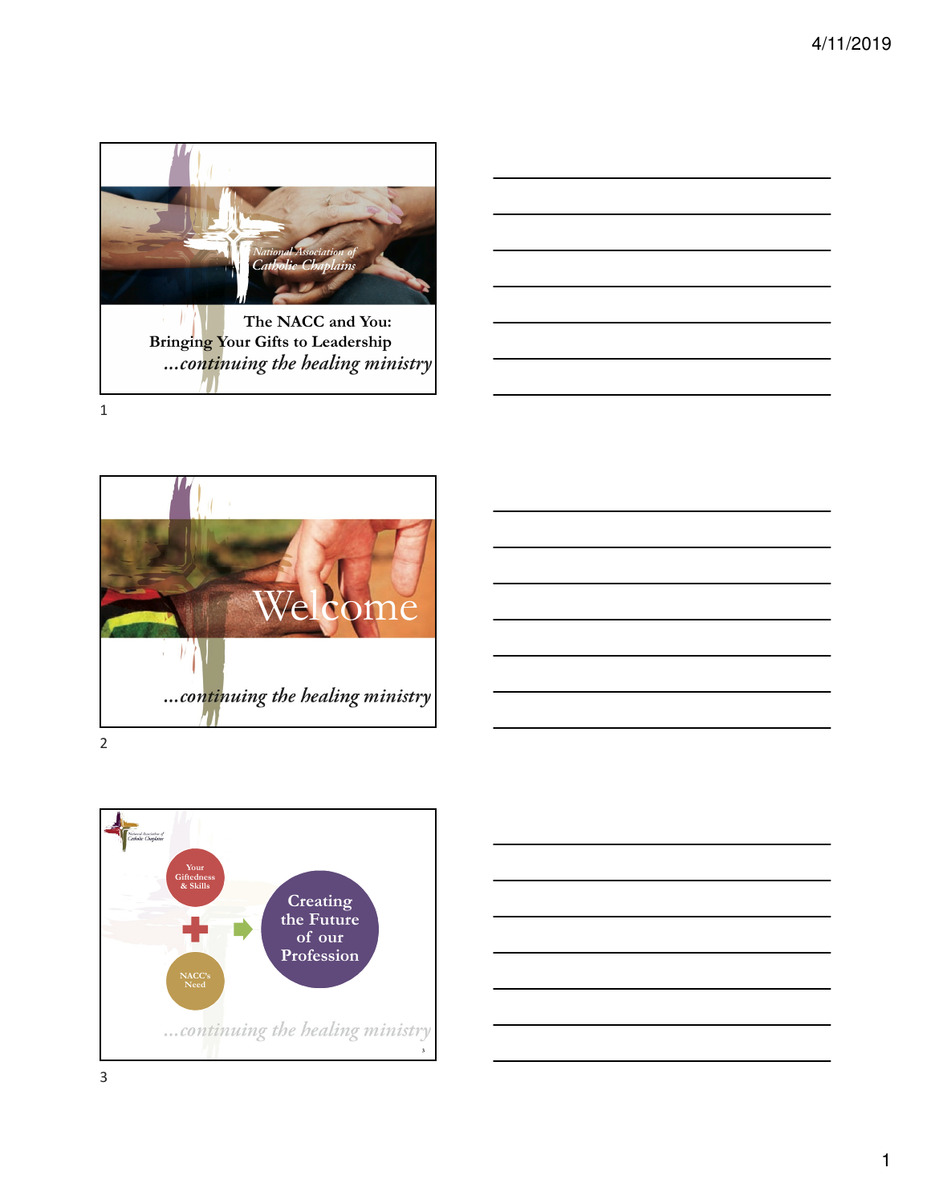National Association of Catholic Chaplains

**The NACC and You:**
**Bringing Your Gifts to Leadership**

*...continuing the healing ministry*

# Welcome

*...continuing the healing ministry*

National Association of Catholic Chaplains

Your Giftedness & Skills + NACC's Need → Creating the Future of our Profession

*...continuing the healing ministry*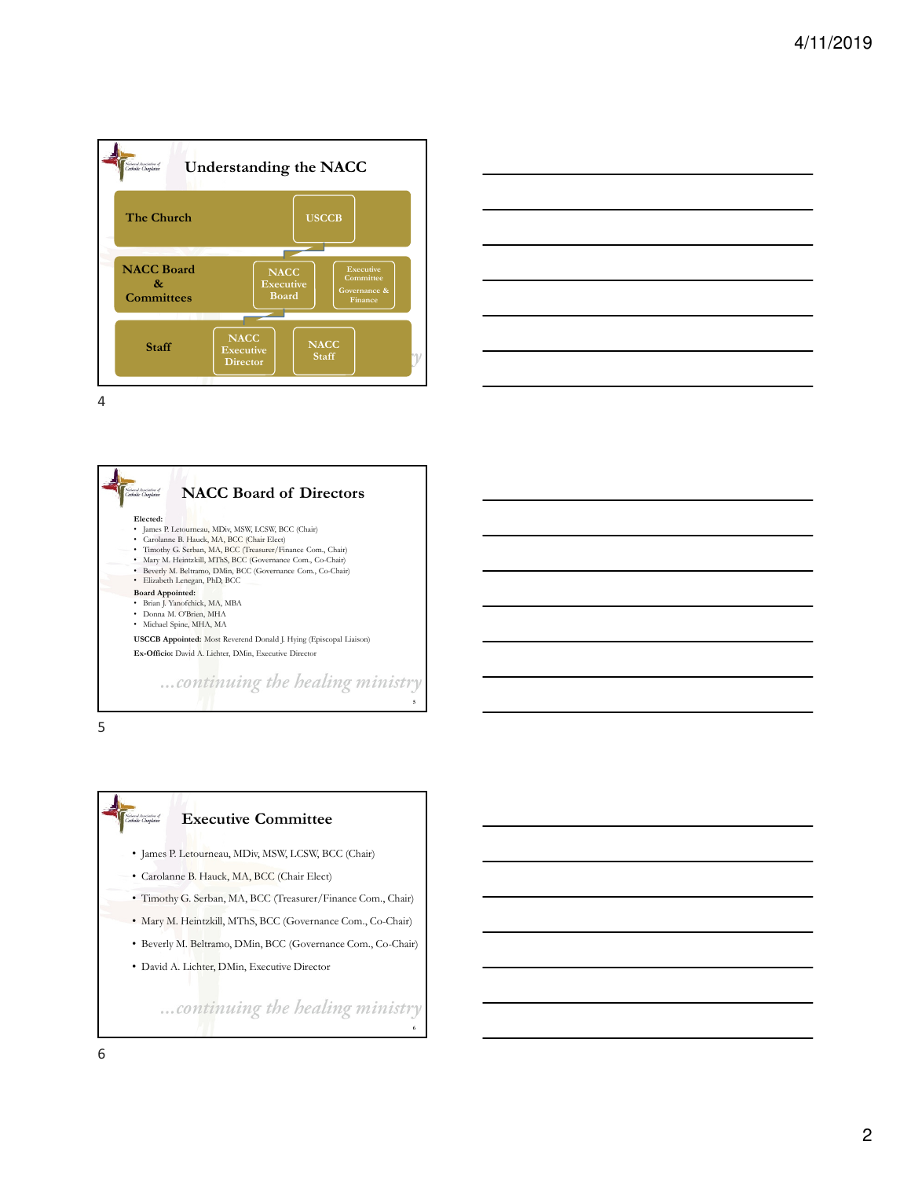## Understanding the NACC

| | | |
|---|---|---|
| The Church | USCCB | |
| NACC Board & Committees | NACC Executive Board | Executive Committee Governance & Finance |
| Staff | NACC Executive Director | NACC Staff |

## NACC Board of Directors

**Elected:**

- James P. Letourneau, MDiv, MSW, LCSW, BCC (Chair)
- Carolanne B. Hauck, MA, BCC (Chair Elect)
- Timothy G. Serban, MA, BCC (Treasurer/Finance Com., Chair)
- Mary M. Heintzkill, MThS, BCC (Governance Com., Co-Chair)
- Beverly M. Beltramo, DMin, BCC (Governance Com., Co-Chair)
- Elizabeth Lenegan, PhD, BCC

**Board Appointed:**

- Brian J. Yanofchick, MA, MBA
- Donna M. O'Brien, MHA
- Michael Spine, MHA, MA

**USCCB Appointed:** Most Reverend Donald J. Hying (Episcopal Liaison)

**Ex-Officio:** David A. Lichter, DMin, Executive Director

*...continuing the healing ministry*

## Executive Committee

- James P. Letourneau, MDiv, MSW, LCSW, BCC (Chair)
- Carolanne B. Hauck, MA, BCC (Chair Elect)
- Timothy G. Serban, MA, BCC (Treasurer/Finance Com., Chair)
- Mary M. Heintzkill, MThS, BCC (Governance Com., Co-Chair)
- Beverly M. Beltramo, DMin, BCC (Governance Com., Co-Chair)
- David A. Lichter, DMin, Executive Director

*...continuing the healing ministry*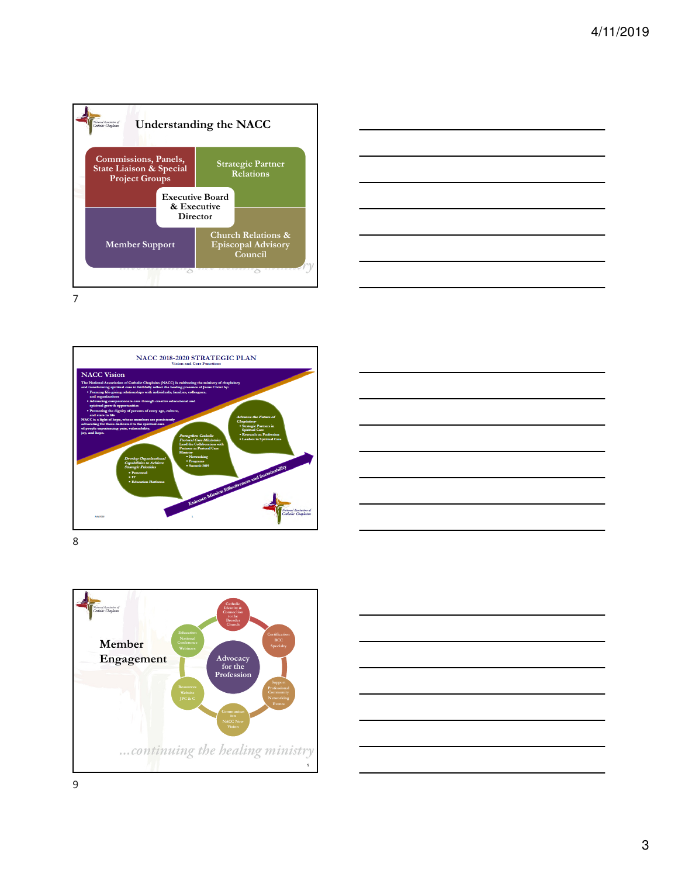## Understanding the NACC

- Commissions, Panels, State Liaison & Special Project Groups
- Strategic Partner Relations
- Executive Board & Executive Director
- Member Support
- Church Relations & Episcopal Advisory Council

## NACC 2018-2020 STRATEGIC PLAN

Vision and Core Functions

### NACC Vision

The National Association of Catholic Chaplains (NACC) is cultivating the ministry of chaplaincy and transforming spiritual care to faithfully reflect the healing presence of Jesus Christ by:

- Forming life-giving relationships with individuals, families, colleagues, and organizations
- Advancing compassionate care through creative educational and spiritual growth opportunities
- Promoting the dignity of persons of every age, culture, and state in life

NACC is a light of hope, whose members are persistently advocating for those dedicated to the spiritual care of people experiencing pain, vulnerability, joy, and hope.

*Develop Organizational Capabilities to Achieve Strategic Priorities*
- Personnel
- IT
- Education Platforms

*Strengthen Catholic Pastoral Care Ministries*
Lead the Collaboration with Partners in Pastoral Care Ministry
- Networking
- Programs
- Summit 2019

*Advance the Future of Chaplaincy*
- Strategic Partners in Spiritual Care
- Research on Profession
- Leaders in Spiritual Care

Enhance Mission Effectiveness and Sustainability

## Member Engagement

Advocacy for the Profession

- Catholic Identity & Connection to the Broader Church
- Certification BCC Specialty
- Support Professional Community Networking Events
- Communication NACC Now Vision
- Resources Website JPC & C
- Education National Conference Webinars

*...continuing the healing ministry*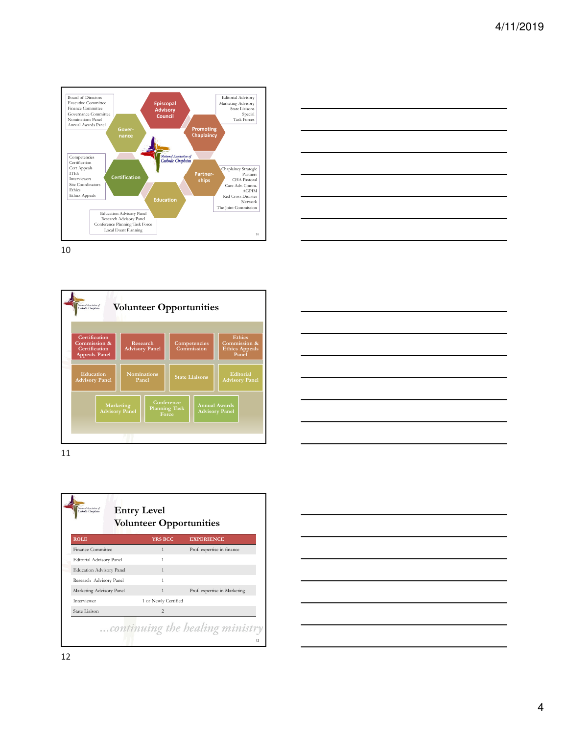Board of Directors
Executive Committee
Finance Committee
Governance Committee
Nominations Panel
Annual Awards Panel

Episcopal Advisory Council

Editorial Advisory
Marketing Advisory
State Liaisons
Special
Task Forces

Gover-nance

Promoting Chaplaincy

National Association of Catholic Chaplains

Competencies
Certification
Cert Appeals
ITE's
Interviewers
Site Coordinators
Ethics
Ethics Appeals

Certification

Partner-ships

Chaplaincy Strategic Partners
CHA Pastoral Care Adv. Comm.
AGPIM
Red Cross Disaster Network
The Joint Commission

Education

Education Advisory Panel
Research Advisory Panel
Conference Planning Task Force
Local Event Planning

10

## Volunteer Opportunities

- Certification Commission & Certification Appeals Panel
- Research Advisory Panel
- Competencies Commission
- Ethics Commission & Ethics Appeals Panel
- Education Advisory Panel
- Nominations Panel
- State Liaisons
- Editorial Advisory Panel
- Marketing Advisory Panel
- Conference Planning Task Force
- Annual Awards Advisory Panel

11

## Entry Level Volunteer Opportunities

| ROLE | YRS BCC | EXPERIENCE |
|---|---|---|
| Finance Committee | 1 | Prof. expertise in finance |
| Editorial Advisory Panel | 1 | |
| Education Advisory Panel | 1 | |
| Research Advisory Panel | 1 | |
| Marketing Advisory Panel | 1 | Prof. expertise in Marketing |
| Interviewer | 1 or Newly Certified | |
| State Liaison | 2 | |

*...continuing the healing ministry*

12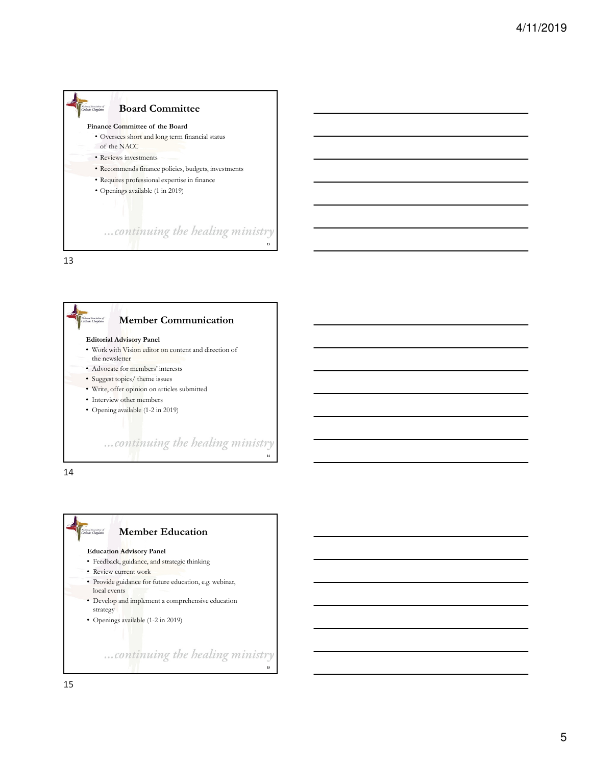## Board Committee

**Finance Committee of the Board**

- Oversees short and long term financial status of the NACC
- Reviews investments
- Recommends finance policies, budgets, investments
- Requires professional expertise in finance
- Openings available (1 in 2019)

*...continuing the healing ministry*

## Member Communication

**Editorial Advisory Panel**

- Work with Vision editor on content and direction of the newsletter
- Advocate for members' interests
- Suggest topics/ theme issues
- Write, offer opinion on articles submitted
- Interview other members
- Opening available (1-2 in 2019)

*...continuing the healing ministry*

## Member Education

**Education Advisory Panel**

- Feedback, guidance, and strategic thinking
- Review current work
- Provide guidance for future education, e.g. webinar, local events
- Develop and implement a comprehensive education strategy
- Openings available (1-2 in 2019)

*...continuing the healing ministry*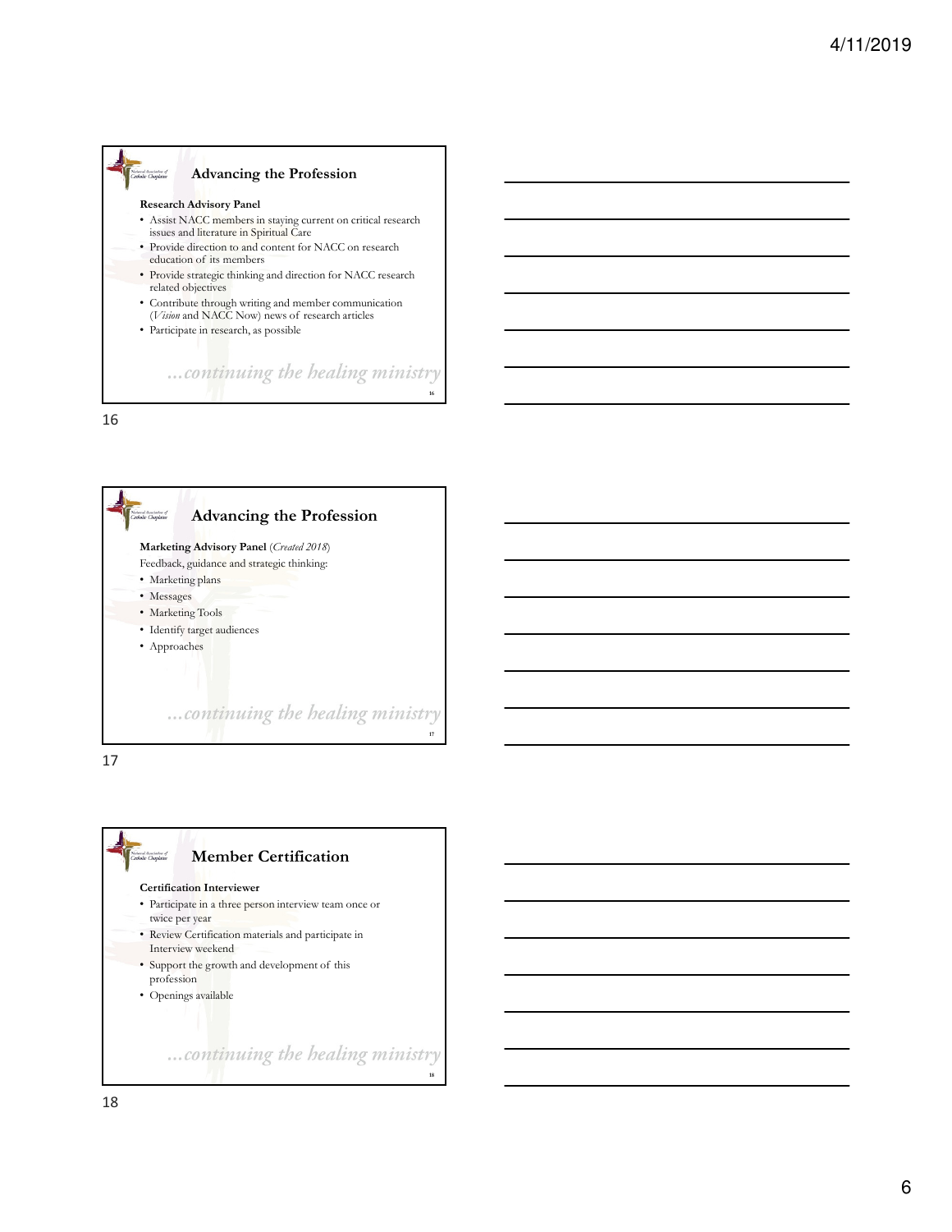## Advancing the Profession

**Research Advisory Panel**

- Assist NACC members in staying current on critical research issues and literature in Spiritual Care
- Provide direction to and content for NACC on research education of its members
- Provide strategic thinking and direction for NACC research related objectives
- Contribute through writing and member communication (*Vision* and NACC Now) news of research articles
- Participate in research, as possible

*...continuing the healing ministry*

## Advancing the Profession

**Marketing Advisory Panel** (*Created 2018*)

Feedback, guidance and strategic thinking:

- Marketing plans
- Messages
- Marketing Tools
- Identify target audiences
- Approaches

*...continuing the healing ministry*

## Member Certification

**Certification Interviewer**

- Participate in a three person interview team once or twice per year
- Review Certification materials and participate in Interview weekend
- Support the growth and development of this profession
- Openings available

*...continuing the healing ministry*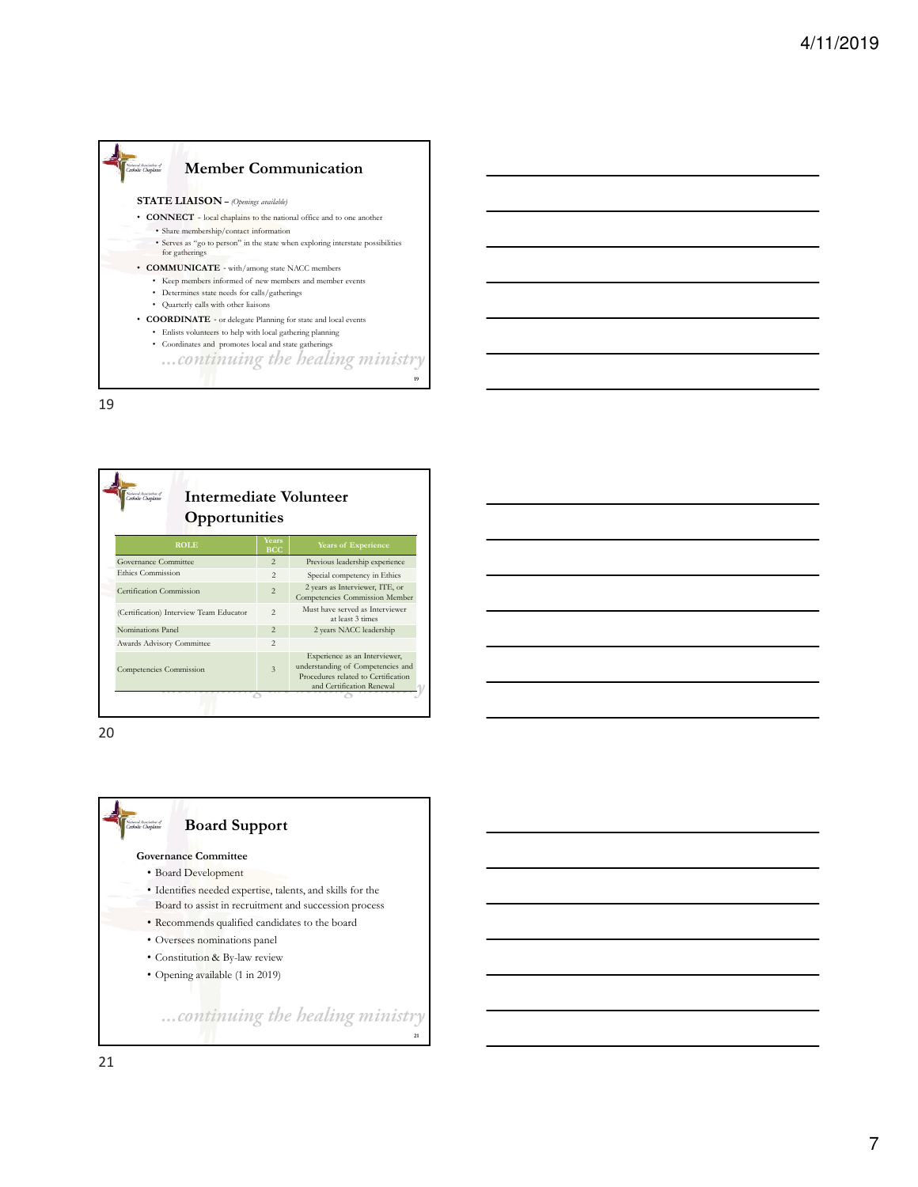## Member Communication

**STATE LIAISON** – *(Openings available)*

- **CONNECT** - local chaplains to the national office and to one another
  - Share membership/contact information
  - Serves as "go to person" in the state when exploring interstate possibilities for gatherings
- **COMMUNICATE** - with/among state NACC members
  - Keep members informed of new members and member events
  - Determines state needs for calls/gatherings
  - Quarterly calls with other liaisons
- **COORDINATE** - or delegate Planning for state and local events
  - Enlists volunteers to help with local gathering planning
  - Coordinates and promotes local and state gatherings

*...continuing the healing ministry*

## Intermediate Volunteer Opportunities

| ROLE | Years BCC | Years of Experience |
|---|---|---|
| Governance Committee | 2 | Previous leadership experience |
| Ethics Commission | 2 | Special competency in Ethics |
| Certification Commission | 2 | 2 years as Interviewer, ITE, or Competencies Commission Member |
| (Certification) Interview Team Educator | 2 | Must have served as Interviewer at least 3 times |
| Nominations Panel | 2 | 2 years NACC leadership |
| Awards Advisory Committee | 2 | |
| Competencies Commission | 3 | Experience as an Interviewer, understanding of Competencies and Procedures related to Certification and Certification Renewal |

## Board Support

**Governance Committee**

- Board Development
- Identifies needed expertise, talents, and skills for the Board to assist in recruitment and succession process
- Recommends qualified candidates to the board
- Oversees nominations panel
- Constitution & By-law review
- Opening available (1 in 2019)

*...continuing the healing ministry*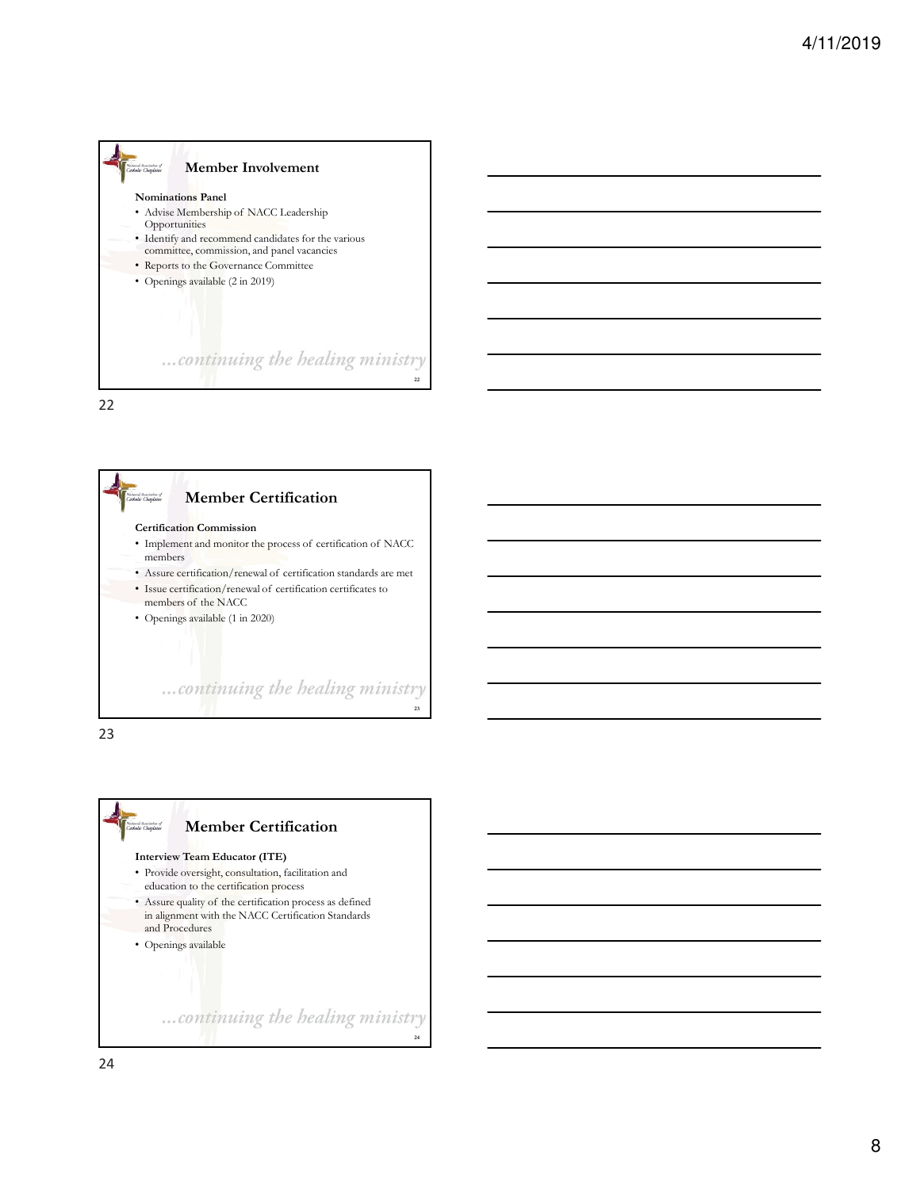## Member Involvement

**Nominations Panel**

- Advise Membership of NACC Leadership Opportunities
- Identify and recommend candidates for the various committee, commission, and panel vacancies
- Reports to the Governance Committee
- Openings available (2 in 2019)

*...continuing the healing ministry*

## Member Certification

**Certification Commission**

- Implement and monitor the process of certification of NACC members
- Assure certification/renewal of certification standards are met
- Issue certification/renewal of certification certificates to members of the NACC
- Openings available (1 in 2020)

*...continuing the healing ministry*

## Member Certification

**Interview Team Educator (ITE)**

- Provide oversight, consultation, facilitation and education to the certification process
- Assure quality of the certification process as defined in alignment with the NACC Certification Standards and Procedures
- Openings available

*...continuing the healing ministry*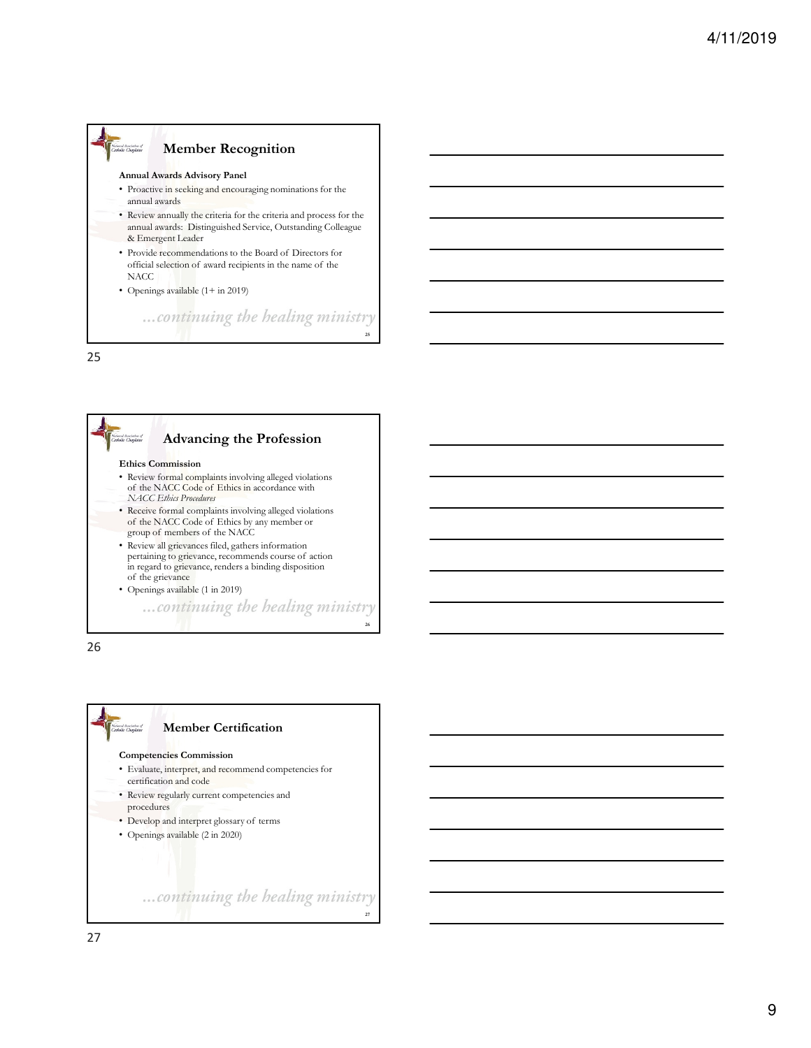## Member Recognition

**Annual Awards Advisory Panel**

- Proactive in seeking and encouraging nominations for the annual awards
- Review annually the criteria for the criteria and process for the annual awards: Distinguished Service, Outstanding Colleague & Emergent Leader
- Provide recommendations to the Board of Directors for official selection of award recipients in the name of the NACC
- Openings available (1+ in 2019)

*...continuing the healing ministry*

## Advancing the Profession

**Ethics Commission**

- Review formal complaints involving alleged violations of the NACC Code of Ethics in accordance with *NACC Ethics Procedures*
- Receive formal complaints involving alleged violations of the NACC Code of Ethics by any member or group of members of the NACC
- Review all grievances filed, gathers information pertaining to grievance, recommends course of action in regard to grievance, renders a binding disposition of the grievance
- Openings available (1 in 2019)

*...continuing the healing ministry*

## Member Certification

**Competencies Commission**

- Evaluate, interpret, and recommend competencies for certification and code
- Review regularly current competencies and procedures
- Develop and interpret glossary of terms
- Openings available (2 in 2020)

*...continuing the healing ministry*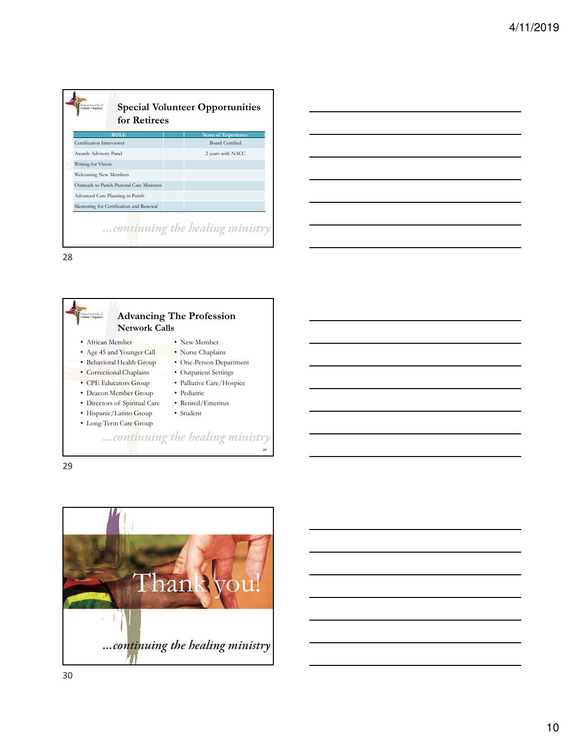## Special Volunteer Opportunities for Retirees

| ROLE | | Years of Experience |
| --- | --- | --- |
| Certification Interviewer | | Board Certified |
| Awards Advisory Panel | | 2 years with NACC |
| Writing for Vision | | |
| Welcoming New Members | | |
| Outreach to Parish Pastoral Care Ministers | | |
| Advanced Care Planning in Parish | | |
| Mentoring for Certification and Renewal | | |

*...continuing the healing ministry*

## Advancing The Profession Network Calls

- African Member
- Age 45 and Younger Call
- Behavioral Health Group
- Correctional Chaplains
- CPE Educators Group
- Deacon Member Group
- Directors of Spiritual Care
- Hispanic/Latino Group
- Long-Term Care Group
- New Member
- Nurse Chaplains
- One-Person Department
- Outpatient Settings
- Palliative Care/Hospice
- Pediatric
- Retired/Emeritus
- Student

*...continuing the healing ministry*

## Thank you!

*...continuing the healing ministry*